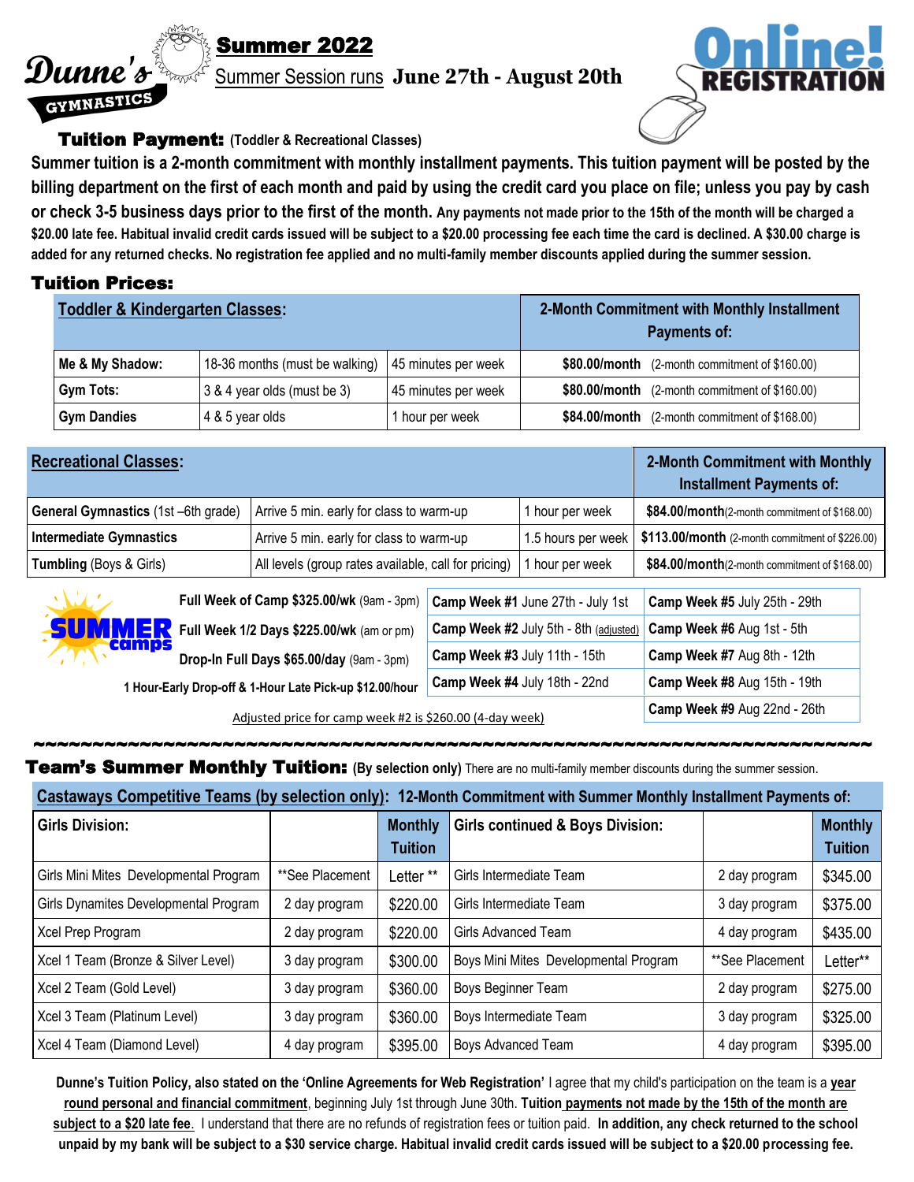# Dunne's GYMNASTICS

## Summer 2022

Summer Session runs **June 27th - August 20th**

**Online! REGISTRATION**

### Tuition Payment: (Toddler & Recreational Classes)

**Summer tuition is a 2-month commitment with monthly installment payments. This tuition payment will be posted by the billing department on the first of each month and paid by using the credit card you place on file; unless you pay by cash or check 3-5 business days prior to the first of the month. Any payments not made prior to the 15th of the month will be charged a $20.00 late fee. Habitual invalid credit cards issued will be subject to a $20.00 processing fee each time the card is declined. A $30.00 charge is added for any returned checks. No registration fee applied and no multi-family member discounts applied during the summer session.**

### Tuition Prices:

| Toddler & Kindergarten Classes: | | | 2-Month Commitment with Monthly Installment Payments of: |
|---|---|---|---|
| **Me & My Shadow:** | 18-36 months (must be walking) | 45 minutes per week | **$80.00/month** (2-month commitment of $160.00) |
| **Gym Tots:** | 3 & 4 year olds (must be 3) | 45 minutes per week | **$80.00/month** (2-month commitment of $160.00) |
| **Gym Dandies** | 4 & 5 year olds | 1 hour per week | **$84.00/month** (2-month commitment of $168.00) |

| Recreational Classes: | | | 2-Month Commitment with Monthly Installment Payments of: |
|---|---|---|---|
| **General Gymnastics** (1st –6th grade) | Arrive 5 min. early for class to warm-up | 1 hour per week | **$84.00/month**(2-month commitment of $168.00) |
| **Intermediate Gymnastics** | Arrive 5 min. early for class to warm-up | 1.5 hours per week | **$113.00/month** (2-month commitment of $226.00) |
| **Tumbling** (Boys & Girls) | All levels (group rates available, call for pricing) | 1 hour per week | **$84.00/month**(2-month commitment of $168.00) |

**SUMMER camps**

**Full Week of Camp $325.00/wk** (9am - 3pm)

**Full Week 1/2 Days $225.00/wk** (am or pm)

**Drop-In Full Days $65.00/day** (9am - 3pm)

**1 Hour-Early Drop-off & 1-Hour Late Pick-up $12.00/hour**

| | |
|---|---|
| **Camp Week #1** June 27th - July 1st | **Camp Week #5** July 25th - 29th |
| **Camp Week #2** July 5th - 8th (adjusted) | **Camp Week #6** Aug 1st - 5th |
| **Camp Week #3** July 11th - 15th | **Camp Week #7** Aug 8th - 12th |
| **Camp Week #4** July 18th - 22nd | **Camp Week #8** Aug 15th - 19th |
| | **Camp Week #9** Aug 22nd - 26th |

Adjusted price for camp week #2 is $260.00 (4-day week)

~~~~~~~~~~~~~~~~~~~~~~~~~~~~~~~~~~~~~~~~~~~~~~~~~~~~~~~~~~~~~~~~~~~~~~~~

### Team's Summer Monthly Tuition: (By selection only) There are no multi-family member discounts during the summer session.

**Castaways Competitive Teams (by selection only): 12-Month Commitment with Summer Monthly Installment Payments of:**

| Girls Division: | | Monthly Tuition | Girls continued & Boys Division: | | Monthly Tuition |
|---|---|---|---|---|---|
| Girls Mini Mites Developmental Program | **See Placement | Letter ** | Girls Intermediate Team | 2 day program | $345.00 |
| Girls Dynamites Developmental Program | 2 day program | $220.00 | Girls Intermediate Team | 3 day program | $375.00 |
| Xcel Prep Program | 2 day program | $220.00 | Girls Advanced Team | 4 day program | $435.00 |
| Xcel 1 Team (Bronze & Silver Level) | 3 day program | $300.00 | Boys Mini Mites Developmental Program | **See Placement | Letter** |
| Xcel 2 Team (Gold Level) | 3 day program | $360.00 | Boys Beginner Team | 2 day program | $275.00 |
| Xcel 3 Team (Platinum Level) | 3 day program | $360.00 | Boys Intermediate Team | 3 day program | $325.00 |
| Xcel 4 Team (Diamond Level) | 4 day program | $395.00 | Boys Advanced Team | 4 day program | $395.00 |

**Dunne's Tuition Policy, also stated on the 'Online Agreements for Web Registration'** I agree that my child's participation on the team is a **year round personal and financial commitment**, beginning July 1st through June 30th. **Tuition payments not made by the 15th of the month are subject to a $20 late fee**. I understand that there are no refunds of registration fees or tuition paid. **In addition, any check returned to the school unpaid by my bank will be subject to a $30 service charge. Habitual invalid credit cards issued will be subject to a $20.00 processing fee.**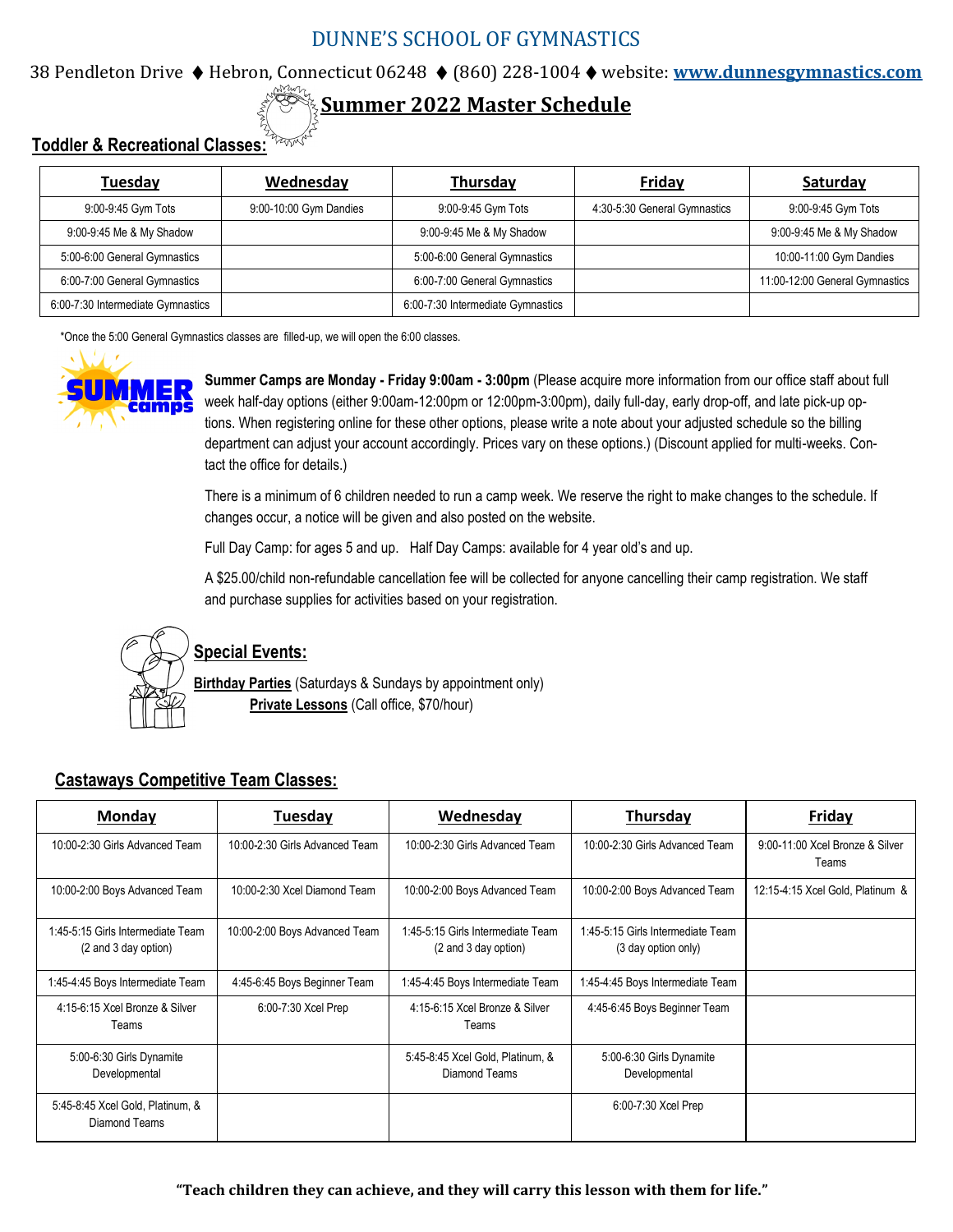# DUNNE'S SCHOOL OF GYMNASTICS

38 Pendleton Drive ♦ Hebron, Connecticut 06248 ♦ (860) 228-1004 ♦ website: **www.dunnesgymnastics.com**

## Summer 2022 Master Schedule

### Toddler & Recreational Classes:

| Tuesday | Wednesday | Thursday | Friday | Saturday |
|---|---|---|---|---|
| 9:00-9:45 Gym Tots | 9:00-10:00 Gym Dandies | 9:00-9:45 Gym Tots | 4:30-5:30 General Gymnastics | 9:00-9:45 Gym Tots |
| 9:00-9:45 Me & My Shadow | | 9:00-9:45 Me & My Shadow | | 9:00-9:45 Me & My Shadow |
| 5:00-6:00 General Gymnastics | | 5:00-6:00 General Gymnastics | | 10:00-11:00 Gym Dandies |
| 6:00-7:00 General Gymnastics | | 6:00-7:00 General Gymnastics | | 11:00-12:00 General Gymnastics |
| 6:00-7:30 Intermediate Gymnastics | | 6:00-7:30 Intermediate Gymnastics | | |

*Once the 5:00 General Gymnastics classes are filled-up, we will open the 6:00 classes.

**SUMMER camps**

**Summer Camps are Monday - Friday 9:00am - 3:00pm** (Please acquire more information from our office staff about full week half-day options (either 9:00am-12:00pm or 12:00pm-3:00pm), daily full-day, early drop-off, and late pick-up options. When registering online for these other options, please write a note about your adjusted schedule so the billing department can adjust your account accordingly. Prices vary on these options.) (Discount applied for multi-weeks. Contact the office for details.)

There is a minimum of 6 children needed to run a camp week. We reserve the right to make changes to the schedule. If changes occur, a notice will be given and also posted on the website.

Full Day Camp: for ages 5 and up. Half Day Camps: available for 4 year old's and up.

A $25.00/child non-refundable cancellation fee will be collected for anyone cancelling their camp registration. We staff and purchase supplies for activities based on your registration.

### Special Events:

**Birthday Parties** (Saturdays & Sundays by appointment only)

**Private Lessons** (Call office, $70/hour)

### Castaways Competitive Team Classes:

| Monday | Tuesday | Wednesday | Thursday | Friday |
|---|---|---|---|---|
| 10:00-2:30 Girls Advanced Team | 10:00-2:30 Girls Advanced Team | 10:00-2:30 Girls Advanced Team | 10:00-2:30 Girls Advanced Team | 9:00-11:00 Xcel Bronze & Silver Teams |
| 10:00-2:00 Boys Advanced Team | 10:00-2:30 Xcel Diamond Team | 10:00-2:00 Boys Advanced Team | 10:00-2:00 Boys Advanced Team | 12:15-4:15 Xcel Gold, Platinum & |
| 1:45-5:15 Girls Intermediate Team (2 and 3 day option) | 10:00-2:00 Boys Advanced Team | 1:45-5:15 Girls Intermediate Team (2 and 3 day option) | 1:45-5:15 Girls Intermediate Team (3 day option only) | |
| 1:45-4:45 Boys Intermediate Team | 4:45-6:45 Boys Beginner Team | 1:45-4:45 Boys Intermediate Team | 1:45-4:45 Boys Intermediate Team | |
| 4:15-6:15 Xcel Bronze & Silver Teams | 6:00-7:30 Xcel Prep | 4:15-6:15 Xcel Bronze & Silver Teams | 4:45-6:45 Boys Beginner Team | |
| 5:00-6:30 Girls Dynamite Developmental | | 5:45-8:45 Xcel Gold, Platinum, & Diamond Teams | 5:00-6:30 Girls Dynamite Developmental | |
| 5:45-8:45 Xcel Gold, Platinum, & Diamond Teams | | | 6:00-7:30 Xcel Prep | |

**"Teach children they can achieve, and they will carry this lesson with them for life."**